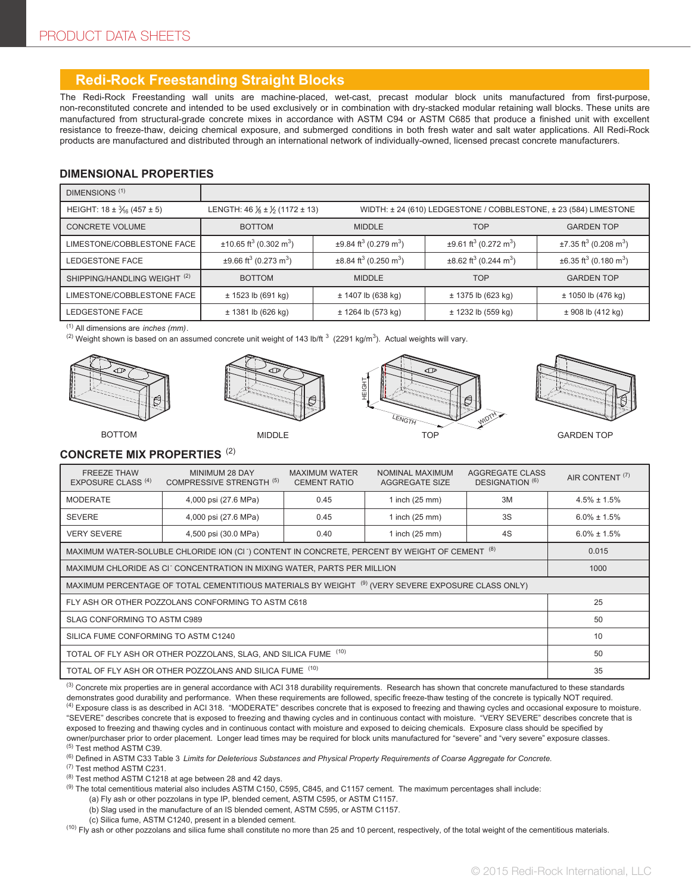## Redi-Rock Freestanding Straight Blocks

The Redi-Rock Freestanding wall units are machine-placed, wet-cast, precast modular block units manufactured from first-purpose, non-reconstituted concrete and intended to be used exclusively or in combination with dry-stacked modular retaining wall blocks. These units are manufactured from structural-grade concrete mixes in accordance with ASTM C94 or ASTM C685 that produce a finished unit with excellent resistance to freeze-thaw, deicing chemical exposure, and submerged conditions in both fresh water and salt water applications. All Redi-Rock products are manufactured and distributed through an international network of individually-owned, licensed precast concrete manufacturers.

### DIMENSIONAL PROPERTIES

| DIMENSIONS [1] | | | | |
|---|---|---|---|---|
| HEIGHT: 18 ± 3⁄16 (457 ± 5) | LENGTH: 46 ⅛ ± ½ (1172 ± 13) | WIDTH: ± 24 (610) LEDGESTONE / COBBLESTONE, ± 23 (584) LIMESTONE | | |
| CONCRETE VOLUME | BOTTOM | MIDDLE | TOP | GARDEN TOP |
| LIMESTONE/COBBLESTONE FACE | ±10.65 $ft^3$ (0.302 $m^3$) | ±9.84 $ft^3$ (0.279 $m^3$) | ±9.61 $ft^3$ (0.272 $m^3$) | ±7.35 $ft^3$ (0.208 $m^3$) |
| LEDGESTONE FACE | ±9.66 $ft^3$ (0.273 $m^3$) | ±8.84 $ft^3$ (0.250 $m^3$) | ±8.62 $ft^3$ (0.244 $m^3$) | ±6.35 $ft^3$ (0.180 $m^3$) |
| SHIPPING/HANDLING WEIGHT [2] | BOTTOM | MIDDLE | TOP | GARDEN TOP |
| LIMESTONE/COBBLESTONE FACE | ± 1523 lb (691 kg) | ± 1407 lb (638 kg) | ± 1375 lb (623 kg) | ± 1050 lb (476 kg) |
| LEDGESTONE FACE | ± 1381 lb (626 kg) | ± 1264 lb (573 kg) | ± 1232 lb (559 kg) | ± 908 lb (412 kg) |

[1] All dimensions are *inches (mm)*.
[2] Weight shown is based on an assumed concrete unit weight of 143 lb/$ft^3$ (2291 kg/$m^3$). Actual weights will vary.

BOTTOM

MIDDLE

TOP

GARDEN TOP

### CONCRETE MIX PROPERTIES [2]

| FREEZE THAW EXPOSURE CLASS [4] | MINIMUM 28 DAY COMPRESSIVE STRENGTH [5] | MAXIMUM WATER CEMENT RATIO | NOMINAL MAXIMUM AGGREGATE SIZE | AGGREGATE CLASS DESIGNATION [6] | AIR CONTENT [7] |
|---|---|---|---|---|---|
| MODERATE | 4,000 psi (27.6 MPa) | 0.45 | 1 inch (25 mm) | 3M | 4.5% ± 1.5% |
| SEVERE | 4,000 psi (27.6 MPa) | 0.45 | 1 inch (25 mm) | 3S | 6.0% ± 1.5% |
| VERY SEVERE | 4,500 psi (30.0 MPa) | 0.40 | 1 inch (25 mm) | 4S | 6.0% ± 1.5% |
| MAXIMUM WATER-SOLUBLE CHLORIDE ION ($Cl^-$) CONTENT IN CONCRETE, PERCENT BY WEIGHT OF CEMENT [8] | | | | | 0.015 |
| MAXIMUM CHLORIDE AS $Cl^-$ CONCENTRATION IN MIXING WATER, PARTS PER MILLION | | | | | 1000 |
| MAXIMUM PERCENTAGE OF TOTAL CEMENTITIOUS MATERIALS BY WEIGHT [9] (VERY SEVERE EXPOSURE CLASS ONLY) | | | | | |
| FLY ASH OR OTHER POZZOLANS CONFORMING TO ASTM C618 | | | | | 25 |
| SLAG CONFORMING TO ASTM C989 | | | | | 50 |
| SILICA FUME CONFORMING TO ASTM C1240 | | | | | 10 |
| TOTAL OF FLY ASH OR OTHER POZZOLANS, SLAG, AND SILICA FUME [10] | | | | | 50 |
| TOTAL OF FLY ASH OR OTHER POZZOLANS AND SILICA FUME [10] | | | | | 35 |

[3] Concrete mix properties are in general accordance with ACI 318 durability requirements. Research has shown that concrete manufactured to these standards demonstrates good durability and performance. When these requirements are followed, specific freeze-thaw testing of the concrete is typically NOT required.
[4] Exposure class is as described in ACI 318. "MODERATE" describes concrete that is exposed to freezing and thawing cycles and occasional exposure to moisture. "SEVERE" describes concrete that is exposed to freezing and thawing cycles and in continuous contact with moisture. "VERY SEVERE" describes concrete that is exposed to freezing and thawing cycles and in continuous contact with moisture and exposed to deicing chemicals. Exposure class should be specified by owner/purchaser prior to order placement. Longer lead times may be required for block units manufactured for "severe" and "very severe" exposure classes.
[5] Test method ASTM C39.
[6] Defined in ASTM C33 Table 3 *Limits for Deleterious Substances and Physical Property Requirements of Coarse Aggregate for Concrete.*
[7] Test method ASTM C231.
[8] Test method ASTM C1218 at age between 28 and 42 days.
[9] The total cementitious material also includes ASTM C150, C595, C845, and C1157 cement. The maximum percentages shall include:
(a) Fly ash or other pozzolans in type IP, blended cement, ASTM C595, or ASTM C1157.
(b) Slag used in the manufacture of an IS blended cement, ASTM C595, or ASTM C1157.
(c) Silica fume, ASTM C1240, present in a blended cement.
[10] Fly ash or other pozzolans and silica fume shall constitute no more than 25 and 10 percent, respectively, of the total weight of the cementitious materials.

© 2015 Redi-Rock International, LLC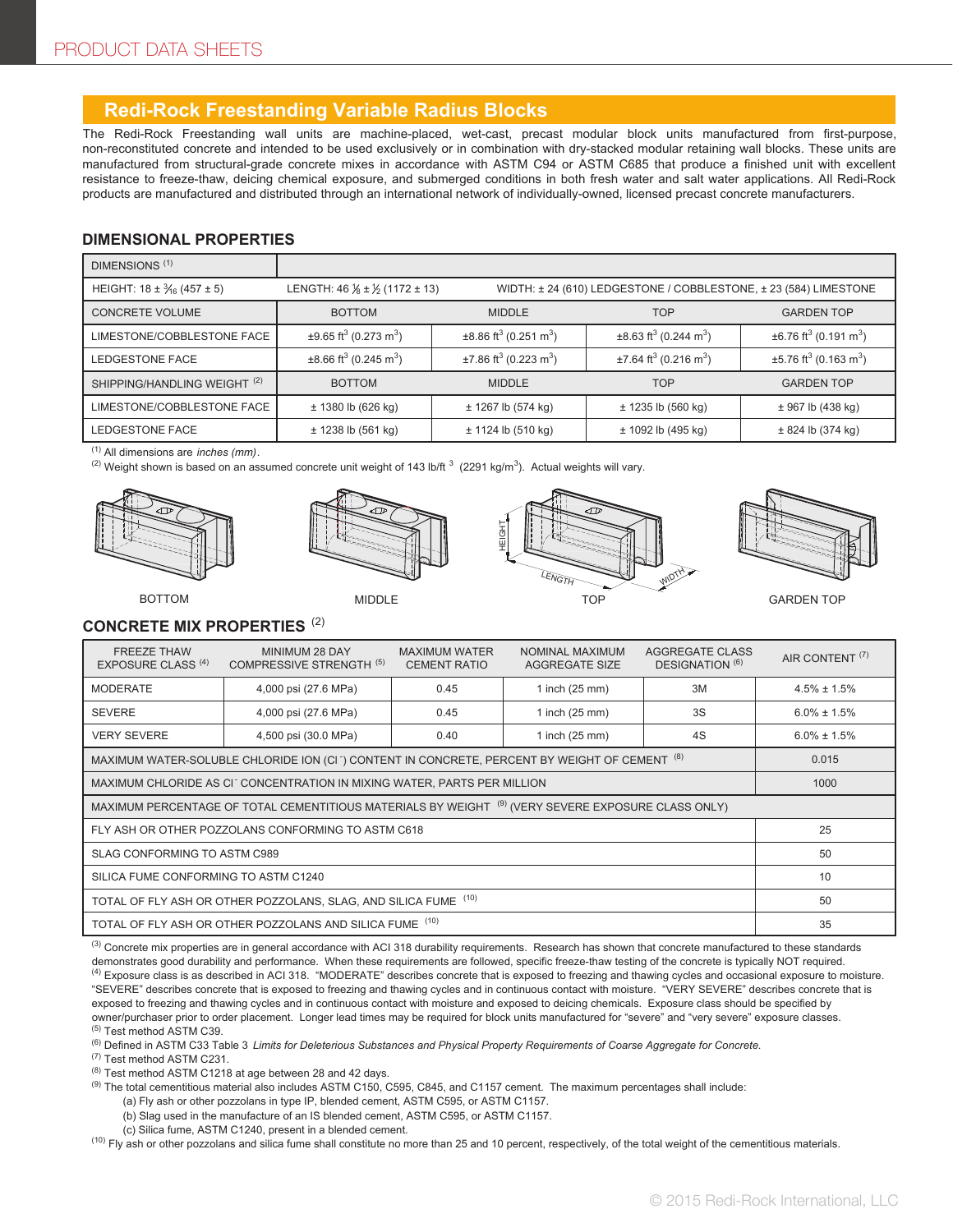## Redi-Rock Freestanding Variable Radius Blocks

The Redi-Rock Freestanding wall units are machine-placed, wet-cast, precast modular block units manufactured from first-purpose, non-reconstituted concrete and intended to be used exclusively or in combination with dry-stacked modular retaining wall blocks. These units are manufactured from structural-grade concrete mixes in accordance with ASTM C94 or ASTM C685 that produce a finished unit with excellent resistance to freeze-thaw, deicing chemical exposure, and submerged conditions in both fresh water and salt water applications. All Redi-Rock products are manufactured and distributed through an international network of individually-owned, licensed precast concrete manufacturers.

### DIMENSIONAL PROPERTIES

| DIMENSIONS [1] | | | | |
|---|---|---|---|---|
| HEIGHT: 18 ± 3/16 (457 ± 5) | LENGTH: 46 1/8 ± 1/2 (1172 ± 13) | WIDTH: ± 24 (610) LEDGESTONE / COBBLESTONE, ± 23 (584) LIMESTONE | | |
| CONCRETE VOLUME | BOTTOM | MIDDLE | TOP | GARDEN TOP |
| LIMESTONE/COBBLESTONE FACE | ±9.65 $ft^3$ (0.273 $m^3$) | ±8.86 $ft^3$ (0.251 $m^3$) | ±8.63 $ft^3$ (0.244 $m^3$) | ±6.76 $ft^3$ (0.191 $m^3$) |
| LEDGESTONE FACE | ±8.66 $ft^3$ (0.245 $m^3$) | ±7.86 $ft^3$ (0.223 $m^3$) | ±7.64 $ft^3$ (0.216 $m^3$) | ±5.76 $ft^3$ (0.163 $m^3$) |
| SHIPPING/HANDLING WEIGHT [2] | BOTTOM | MIDDLE | TOP | GARDEN TOP |
| LIMESTONE/COBBLESTONE FACE | ± 1380 lb (626 kg) | ± 1267 lb (574 kg) | ± 1235 lb (560 kg) | ± 967 lb (438 kg) |
| LEDGESTONE FACE | ± 1238 lb (561 kg) | ± 1124 lb (510 kg) | ± 1092 lb (495 kg) | ± 824 lb (374 kg) |

[1] All dimensions are *inches (mm)*.
[2] Weight shown is based on an assumed concrete unit weight of 143 lb/$ft^3$ (2291 kg/$m^3$). Actual weights will vary.

BOTTOM

MIDDLE

HEIGHT
LENGTH
WIDTH
TOP

GARDEN TOP

### CONCRETE MIX PROPERTIES [2]

| FREEZE THAW EXPOSURE CLASS [4] | MINIMUM 28 DAY COMPRESSIVE STRENGTH [5] | MAXIMUM WATER CEMENT RATIO | NOMINAL MAXIMUM AGGREGATE SIZE | AGGREGATE CLASS DESIGNATION [6] | AIR CONTENT [7] |
|---|---|---|---|---|---|
| MODERATE | 4,000 psi (27.6 MPa) | 0.45 | 1 inch (25 mm) | 3M | 4.5% ± 1.5% |
| SEVERE | 4,000 psi (27.6 MPa) | 0.45 | 1 inch (25 mm) | 3S | 6.0% ± 1.5% |
| VERY SEVERE | 4,500 psi (30.0 MPa) | 0.40 | 1 inch (25 mm) | 4S | 6.0% ± 1.5% |
| MAXIMUM WATER-SOLUBLE CHLORIDE ION ($Cl^-$) CONTENT IN CONCRETE, PERCENT BY WEIGHT OF CEMENT [8] | | | | | 0.015 |
| MAXIMUM CHLORIDE AS $Cl^-$ CONCENTRATION IN MIXING WATER, PARTS PER MILLION | | | | | 1000 |
| MAXIMUM PERCENTAGE OF TOTAL CEMENTITIOUS MATERIALS BY WEIGHT [9] (VERY SEVERE EXPOSURE CLASS ONLY) | | | | | |
| FLY ASH OR OTHER POZZOLANS CONFORMING TO ASTM C618 | | | | | 25 |
| SLAG CONFORMING TO ASTM C989 | | | | | 50 |
| SILICA FUME CONFORMING TO ASTM C1240 | | | | | 10 |
| TOTAL OF FLY ASH OR OTHER POZZOLANS, SLAG, AND SILICA FUME [10] | | | | | 50 |
| TOTAL OF FLY ASH OR OTHER POZZOLANS AND SILICA FUME [10] | | | | | 35 |

[3] Concrete mix properties are in general accordance with ACI 318 durability requirements. Research has shown that concrete manufactured to these standards demonstrates good durability and performance. When these requirements are followed, specific freeze-thaw testing of the concrete is typically NOT required.
[4] Exposure class is as described in ACI 318. "MODERATE" describes concrete that is exposed to freezing and thawing cycles and occasional exposure to moisture. "SEVERE" describes concrete that is exposed to freezing and thawing cycles and in continuous contact with moisture. "VERY SEVERE" describes concrete that is exposed to freezing and thawing cycles and in continuous contact with moisture and exposed to deicing chemicals. Exposure class should be specified by owner/purchaser prior to order placement. Longer lead times may be required for block units manufactured for "severe" and "very severe" exposure classes.
[5] Test method ASTM C39.
[6] Defined in ASTM C33 Table 3 *Limits for Deleterious Substances and Physical Property Requirements of Coarse Aggregate for Concrete.*
[7] Test method ASTM C231.
[8] Test method ASTM C1218 at age between 28 and 42 days.
[9] The total cementitious material also includes ASTM C150, C595, C845, and C1157 cement. The maximum percentages shall include:
(a) Fly ash or other pozzolans in type IP, blended cement, ASTM C595, or ASTM C1157.
(b) Slag used in the manufacture of an IS blended cement, ASTM C595, or ASTM C1157.
(c) Silica fume, ASTM C1240, present in a blended cement.
[10] Fly ash or other pozzolans and silica fume shall constitute no more than 25 and 10 percent, respectively, of the total weight of the cementitious materials.

© 2015 Redi-Rock International, LLC